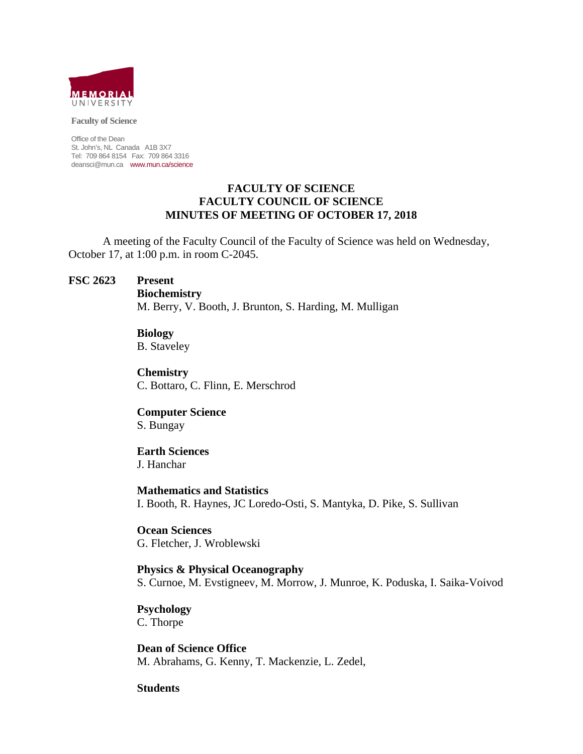MEMORIAL UNIVERSITY

**Faculty of Science**

Office of the Dean
St. John's, NL Canada A1B 3X7
Tel: 709 864 8154 Fax: 709 864 3316
deansci@mun.ca www.mun.ca/science

# FACULTY OF SCIENCE
# FACULTY COUNCIL OF SCIENCE
# MINUTES OF MEETING OF OCTOBER 17, 2018

A meeting of the Faculty Council of the Faculty of Science was held on Wednesday, October 17, at 1:00 p.m. in room C-2045.

**FSC 2623** **Present**

**Biochemistry**
M. Berry, V. Booth, J. Brunton, S. Harding, M. Mulligan

**Biology**
B. Staveley

**Chemistry**
C. Bottaro, C. Flinn, E. Merschrod

**Computer Science**
S. Bungay

**Earth Sciences**
J. Hanchar

**Mathematics and Statistics**
I. Booth, R. Haynes, JC Loredo-Osti, S. Mantyka, D. Pike, S. Sullivan

**Ocean Sciences**
G. Fletcher, J. Wroblewski

**Physics & Physical Oceanography**
S. Curnoe, M. Evstigneev, M. Morrow, J. Munroe, K. Poduska, I. Saika-Voivod

**Psychology**
C. Thorpe

**Dean of Science Office**
M. Abrahams, G. Kenny, T. Mackenzie, L. Zedel,

**Students**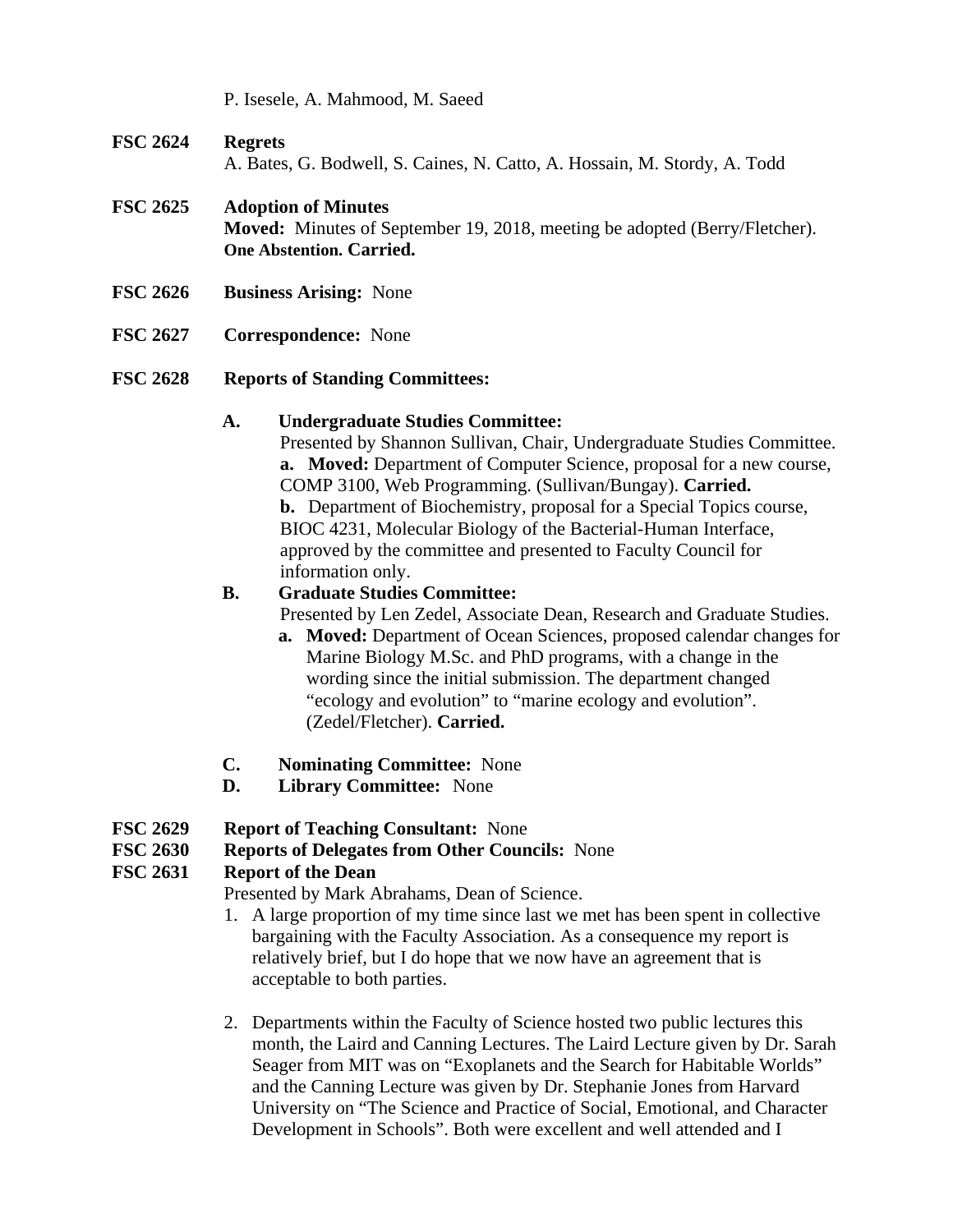P. Isesele, A. Mahmood, M. Saeed

**FSC 2624 Regrets**
A. Bates, G. Bodwell, S. Caines, N. Catto, A. Hossain, M. Stordy, A. Todd

**FSC 2625 Adoption of Minutes**
**Moved:** Minutes of September 19, 2018, meeting be adopted (Berry/Fletcher). **One Abstention. Carried.**

**FSC 2626 Business Arising:** None

**FSC 2627 Correspondence:** None

**FSC 2628 Reports of Standing Committees:**

**A. Undergraduate Studies Committee:**
Presented by Shannon Sullivan, Chair, Undergraduate Studies Committee.
**a. Moved:** Department of Computer Science, proposal for a new course, COMP 3100, Web Programming. (Sullivan/Bungay). **Carried.**
**b.** Department of Biochemistry, proposal for a Special Topics course, BIOC 4231, Molecular Biology of the Bacterial-Human Interface, approved by the committee and presented to Faculty Council for information only.

**B. Graduate Studies Committee:**
Presented by Len Zedel, Associate Dean, Research and Graduate Studies.
**a. Moved:** Department of Ocean Sciences, proposed calendar changes for Marine Biology M.Sc. and PhD programs, with a change in the wording since the initial submission. The department changed "ecology and evolution" to "marine ecology and evolution". (Zedel/Fletcher). **Carried.**

**C. Nominating Committee:** None
**D. Library Committee:** None

**FSC 2629 Report of Teaching Consultant:** None
**FSC 2630 Reports of Delegates from Other Councils:** None
**FSC 2631 Report of the Dean**
Presented by Mark Abrahams, Dean of Science.

1. A large proportion of my time since last we met has been spent in collective bargaining with the Faculty Association. As a consequence my report is relatively brief, but I do hope that we now have an agreement that is acceptable to both parties.

2. Departments within the Faculty of Science hosted two public lectures this month, the Laird and Canning Lectures. The Laird Lecture given by Dr. Sarah Seager from MIT was on "Exoplanets and the Search for Habitable Worlds" and the Canning Lecture was given by Dr. Stephanie Jones from Harvard University on "The Science and Practice of Social, Emotional, and Character Development in Schools". Both were excellent and well attended and I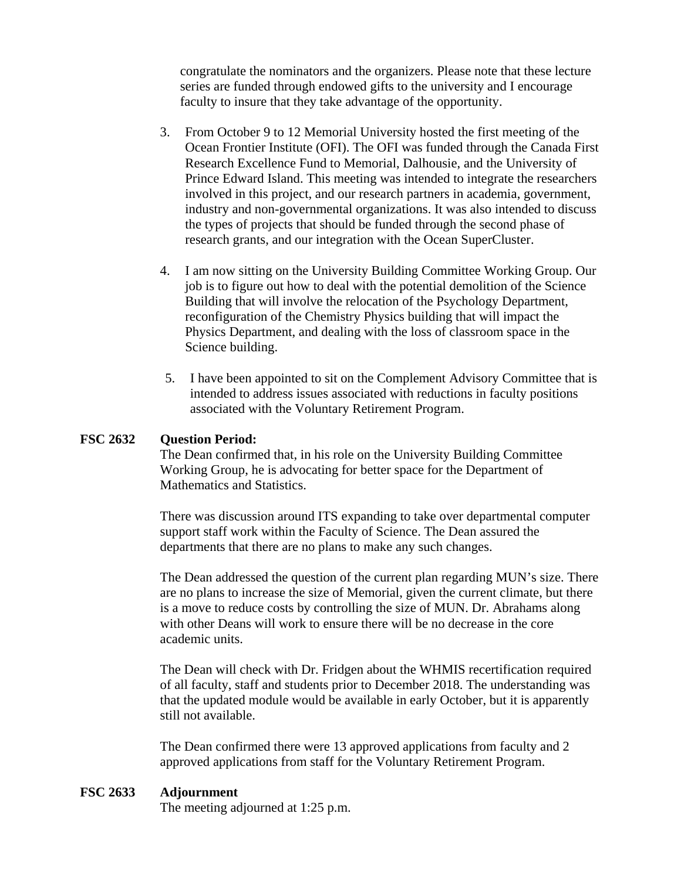congratulate the nominators and the organizers. Please note that these lecture series are funded through endowed gifts to the university and I encourage faculty to insure that they take advantage of the opportunity.

3. From October 9 to 12 Memorial University hosted the first meeting of the Ocean Frontier Institute (OFI). The OFI was funded through the Canada First Research Excellence Fund to Memorial, Dalhousie, and the University of Prince Edward Island. This meeting was intended to integrate the researchers involved in this project, and our research partners in academia, government, industry and non-governmental organizations. It was also intended to discuss the types of projects that should be funded through the second phase of research grants, and our integration with the Ocean SuperCluster.

4. I am now sitting on the University Building Committee Working Group. Our job is to figure out how to deal with the potential demolition of the Science Building that will involve the relocation of the Psychology Department, reconfiguration of the Chemistry Physics building that will impact the Physics Department, and dealing with the loss of classroom space in the Science building.

5. I have been appointed to sit on the Complement Advisory Committee that is intended to address issues associated with reductions in faculty positions associated with the Voluntary Retirement Program.

**FSC 2632 Question Period:**

The Dean confirmed that, in his role on the University Building Committee Working Group, he is advocating for better space for the Department of Mathematics and Statistics.

There was discussion around ITS expanding to take over departmental computer support staff work within the Faculty of Science. The Dean assured the departments that there are no plans to make any such changes.

The Dean addressed the question of the current plan regarding MUN's size. There are no plans to increase the size of Memorial, given the current climate, but there is a move to reduce costs by controlling the size of MUN. Dr. Abrahams along with other Deans will work to ensure there will be no decrease in the core academic units.

The Dean will check with Dr. Fridgen about the WHMIS recertification required of all faculty, staff and students prior to December 2018. The understanding was that the updated module would be available in early October, but it is apparently still not available.

The Dean confirmed there were 13 approved applications from faculty and 2 approved applications from staff for the Voluntary Retirement Program.

**FSC 2633 Adjournment**

The meeting adjourned at 1:25 p.m.